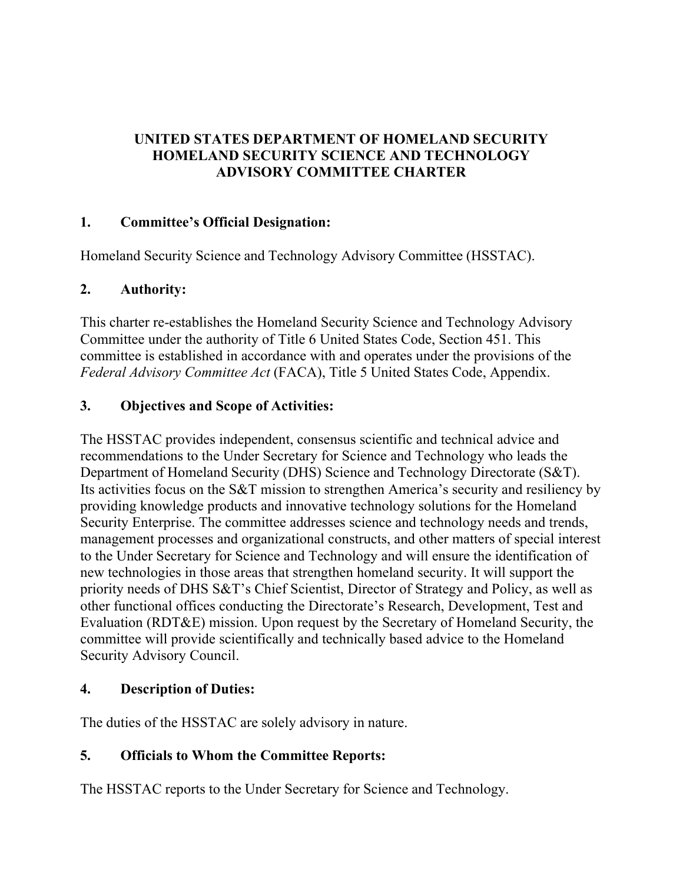# UNITED STATES DEPARTMENT OF HOMELAND SECURITY HOMELAND SECURITY SCIENCE AND TECHNOLOGY ADVISORY COMMITTEE CHARTER

## 1. Committee's Official Designation:

Homeland Security Science and Technology Advisory Committee (HSSTAC).

## 2. Authority:

This charter re-establishes the Homeland Security Science and Technology Advisory Committee under the authority of Title 6 United States Code, Section 451. This committee is established in accordance with and operates under the provisions of the *Federal Advisory Committee Act* (FACA), Title 5 United States Code, Appendix.

## 3. Objectives and Scope of Activities:

The HSSTAC provides independent, consensus scientific and technical advice and recommendations to the Under Secretary for Science and Technology who leads the Department of Homeland Security (DHS) Science and Technology Directorate (S&T). Its activities focus on the S&T mission to strengthen America's security and resiliency by providing knowledge products and innovative technology solutions for the Homeland Security Enterprise. The committee addresses science and technology needs and trends, management processes and organizational constructs, and other matters of special interest to the Under Secretary for Science and Technology and will ensure the identification of new technologies in those areas that strengthen homeland security. It will support the priority needs of DHS S&T's Chief Scientist, Director of Strategy and Policy, as well as other functional offices conducting the Directorate's Research, Development, Test and Evaluation (RDT&E) mission. Upon request by the Secretary of Homeland Security, the committee will provide scientifically and technically based advice to the Homeland Security Advisory Council.

## 4. Description of Duties:

The duties of the HSSTAC are solely advisory in nature.

## 5. Officials to Whom the Committee Reports:

The HSSTAC reports to the Under Secretary for Science and Technology.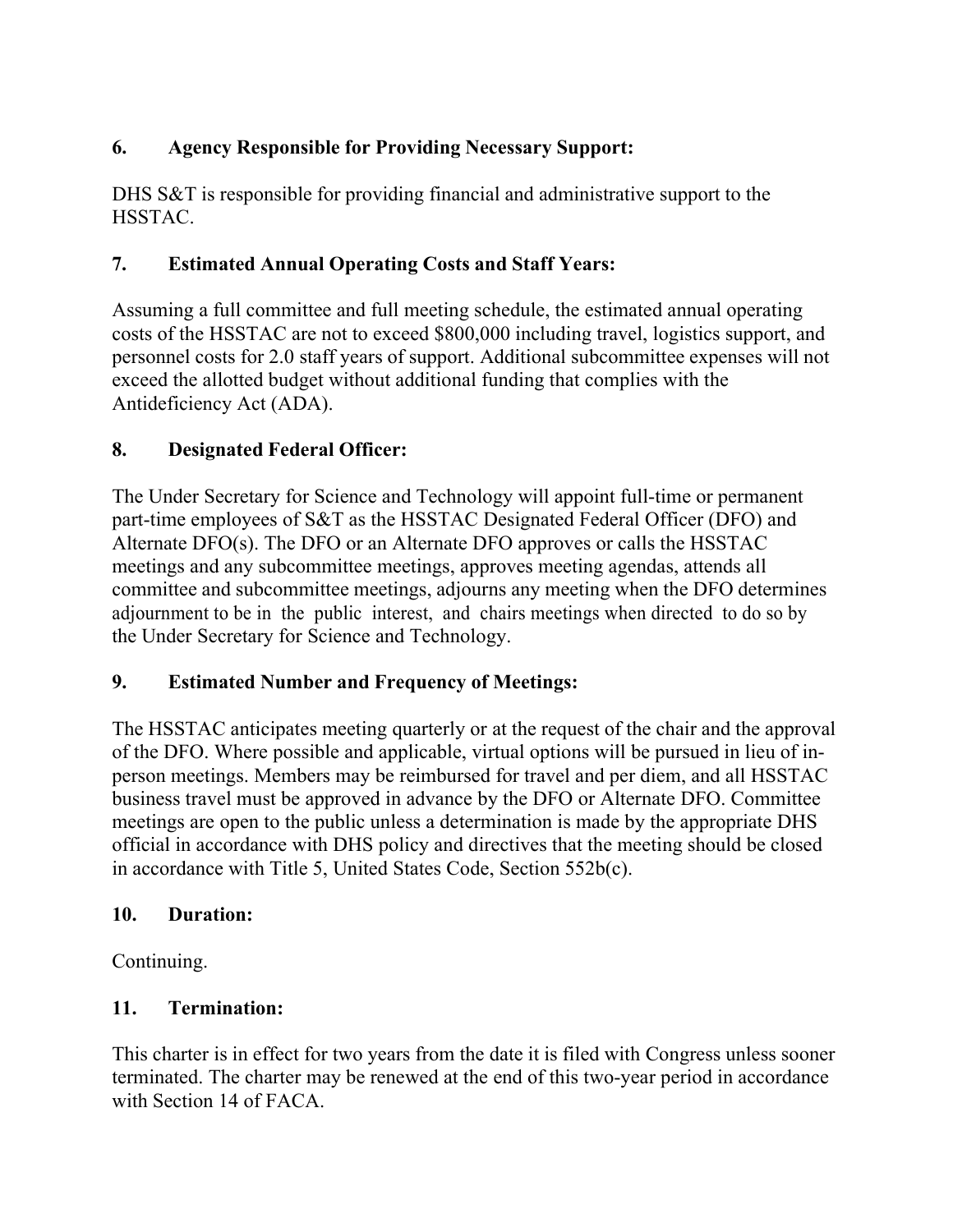## 6. Agency Responsible for Providing Necessary Support:

DHS S&T is responsible for providing financial and administrative support to the HSSTAC.

## 7. Estimated Annual Operating Costs and Staff Years:

Assuming a full committee and full meeting schedule, the estimated annual operating costs of the HSSTAC are not to exceed $800,000 including travel, logistics support, and personnel costs for 2.0 staff years of support. Additional subcommittee expenses will not exceed the allotted budget without additional funding that complies with the Antideficiency Act (ADA).

## 8. Designated Federal Officer:

The Under Secretary for Science and Technology will appoint full-time or permanent part-time employees of S&T as the HSSTAC Designated Federal Officer (DFO) and Alternate DFO(s). The DFO or an Alternate DFO approves or calls the HSSTAC meetings and any subcommittee meetings, approves meeting agendas, attends all committee and subcommittee meetings, adjourns any meeting when the DFO determines adjournment to be in the public interest, and chairs meetings when directed to do so by the Under Secretary for Science and Technology.

## 9. Estimated Number and Frequency of Meetings:

The HSSTAC anticipates meeting quarterly or at the request of the chair and the approval of the DFO. Where possible and applicable, virtual options will be pursued in lieu of in-person meetings. Members may be reimbursed for travel and per diem, and all HSSTAC business travel must be approved in advance by the DFO or Alternate DFO. Committee meetings are open to the public unless a determination is made by the appropriate DHS official in accordance with DHS policy and directives that the meeting should be closed in accordance with Title 5, United States Code, Section 552b(c).

## 10. Duration:

Continuing.

## 11. Termination:

This charter is in effect for two years from the date it is filed with Congress unless sooner terminated. The charter may be renewed at the end of this two-year period in accordance with Section 14 of FACA.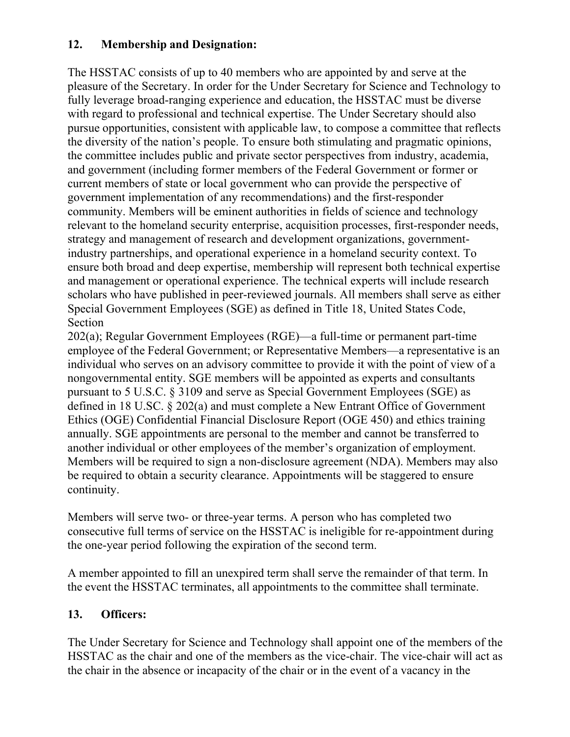## 12. Membership and Designation:

The HSSTAC consists of up to 40 members who are appointed by and serve at the pleasure of the Secretary. In order for the Under Secretary for Science and Technology to fully leverage broad-ranging experience and education, the HSSTAC must be diverse with regard to professional and technical expertise. The Under Secretary should also pursue opportunities, consistent with applicable law, to compose a committee that reflects the diversity of the nation's people. To ensure both stimulating and pragmatic opinions, the committee includes public and private sector perspectives from industry, academia, and government (including former members of the Federal Government or former or current members of state or local government who can provide the perspective of government implementation of any recommendations) and the first-responder community. Members will be eminent authorities in fields of science and technology relevant to the homeland security enterprise, acquisition processes, first-responder needs, strategy and management of research and development organizations, government-industry partnerships, and operational experience in a homeland security context. To ensure both broad and deep expertise, membership will represent both technical expertise and management or operational experience. The technical experts will include research scholars who have published in peer-reviewed journals. All members shall serve as either Special Government Employees (SGE) as defined in Title 18, United States Code, Section 202(a); Regular Government Employees (RGE)—a full-time or permanent part-time employee of the Federal Government; or Representative Members—a representative is an individual who serves on an advisory committee to provide it with the point of view of a nongovernmental entity. SGE members will be appointed as experts and consultants pursuant to 5 U.S.C. § 3109 and serve as Special Government Employees (SGE) as defined in 18 U.SC. § 202(a) and must complete a New Entrant Office of Government Ethics (OGE) Confidential Financial Disclosure Report (OGE 450) and ethics training annually. SGE appointments are personal to the member and cannot be transferred to another individual or other employees of the member's organization of employment. Members will be required to sign a non-disclosure agreement (NDA). Members may also be required to obtain a security clearance. Appointments will be staggered to ensure continuity.

Members will serve two- or three-year terms. A person who has completed two consecutive full terms of service on the HSSTAC is ineligible for re-appointment during the one-year period following the expiration of the second term.

A member appointed to fill an unexpired term shall serve the remainder of that term. In the event the HSSTAC terminates, all appointments to the committee shall terminate.

## 13. Officers:

The Under Secretary for Science and Technology shall appoint one of the members of the HSSTAC as the chair and one of the members as the vice-chair. The vice-chair will act as the chair in the absence or incapacity of the chair or in the event of a vacancy in the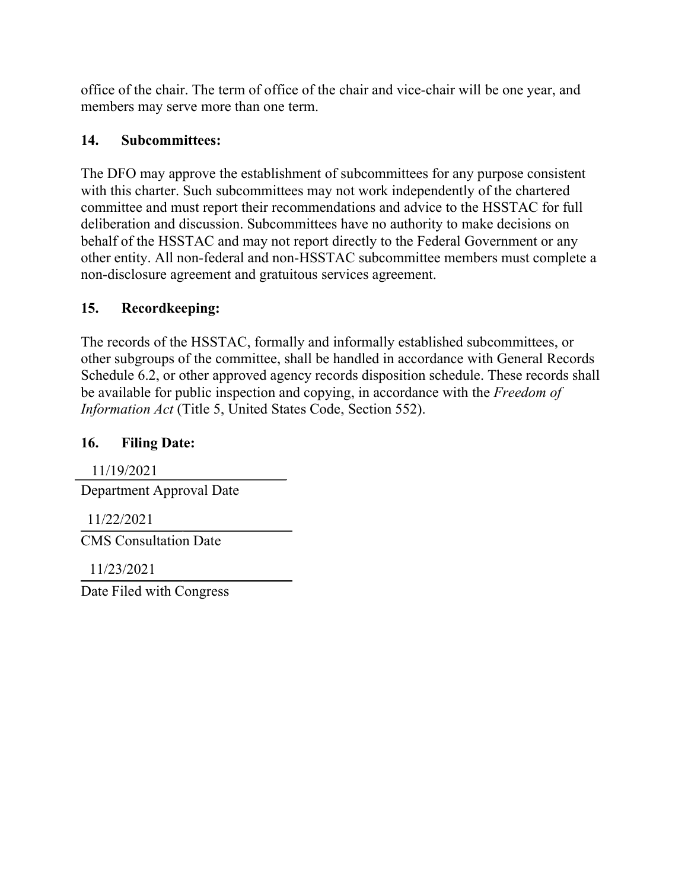office of the chair. The term of office of the chair and vice-chair will be one year, and members may serve more than one term.

## 14. Subcommittees:

The DFO may approve the establishment of subcommittees for any purpose consistent with this charter. Such subcommittees may not work independently of the chartered committee and must report their recommendations and advice to the HSSTAC for full deliberation and discussion. Subcommittees have no authority to make decisions on behalf of the HSSTAC and may not report directly to the Federal Government or any other entity. All non-federal and non-HSSTAC subcommittee members must complete a non-disclosure agreement and gratuitous services agreement.

## 15. Recordkeeping:

The records of the HSSTAC, formally and informally established subcommittees, or other subgroups of the committee, shall be handled in accordance with General Records Schedule 6.2, or other approved agency records disposition schedule. These records shall be available for public inspection and copying, in accordance with the *Freedom of Information Act* (Title 5, United States Code, Section 552).

## 16. Filing Date:

11/19/2021
Department Approval Date

11/22/2021
CMS Consultation Date

11/23/2021
Date Filed with Congress